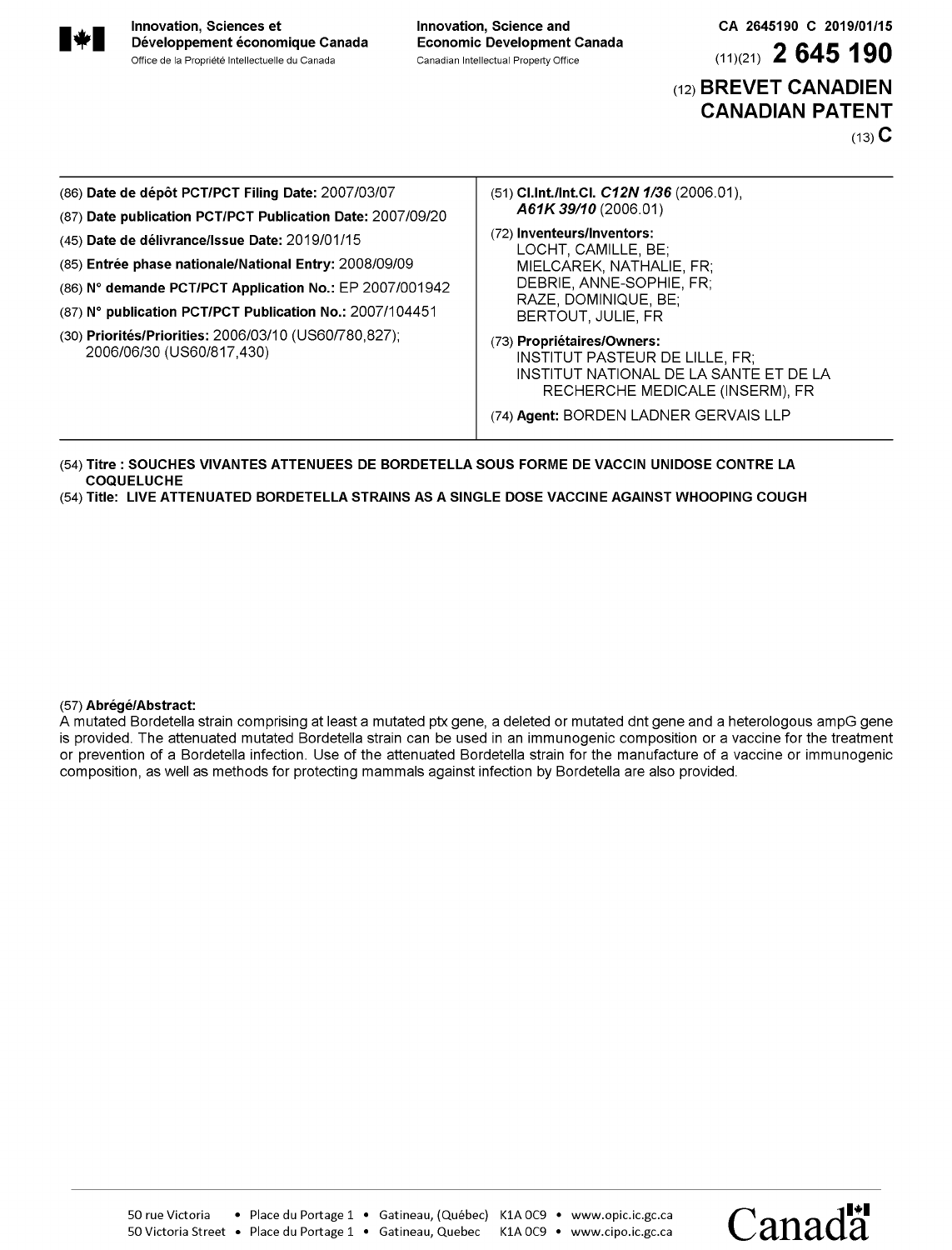Innovation, Sciences et Développement économique Canada
Office de la Propriété Intellectuelle du Canada

Innovation, Science and Economic Development Canada
Canadian Intellectual Property Office

CA 2645190 C 2019/01/15

(11)(21) **2 645 190**

(12) **BREVET CANADIEN**
**CANADIAN PATENT**

(13) **C**

(86) **Date de dépôt PCT/PCT Filing Date:** 2007/03/07
(87) **Date publication PCT/PCT Publication Date:** 2007/09/20
(45) **Date de délivrance/Issue Date:** 2019/01/15
(85) **Entrée phase nationale/National Entry:** 2008/09/09
(86) **N° demande PCT/PCT Application No.:** EP 2007/001942
(87) **N° publication PCT/PCT Publication No.:** 2007/104451
(30) **Priorités/Priorities:** 2006/03/10 (US60/780,827); 2006/06/30 (US60/817,430)

(51) **Cl.Int./Int.Cl.** ***C12N 1/36*** (2006.01), ***A61K 39/10*** (2006.01)

(72) **Inventeurs/Inventors:**
LOCHT, CAMILLE, BE;
MIELCAREK, NATHALIE, FR;
DEBRIE, ANNE-SOPHIE, FR;
RAZE, DOMINIQUE, BE;
BERTOUT, JULIE, FR

(73) **Propriétaires/Owners:**
INSTITUT PASTEUR DE LILLE, FR;
INSTITUT NATIONAL DE LA SANTE ET DE LA RECHERCHE MEDICALE (INSERM), FR

(74) **Agent:** BORDEN LADNER GERVAIS LLP

(54) **Titre : SOUCHES VIVANTES ATTENUEES DE BORDETELLA SOUS FORME DE VACCIN UNIDOSE CONTRE LA COQUELUCHE**
(54) **Title: LIVE ATTENUATED BORDETELLA STRAINS AS A SINGLE DOSE VACCINE AGAINST WHOOPING COUGH**

(57) **Abrégé/Abstract:**
A mutated Bordetella strain comprising at least a mutated ptx gene, a deleted or mutated dnt gene and a heterologous ampG gene is provided. The attenuated mutated Bordetella strain can be used in an immunogenic composition or a vaccine for the treatment or prevention of a Bordetella infection. Use of the attenuated Bordetella strain for the manufacture of a vaccine or immunogenic composition, as well as methods for protecting mammals against infection by Bordetella are also provided.

50 rue Victoria • Place du Portage 1 • Gatineau, (Québec) K1A 0C9 • www.opic.ic.gc.ca
50 Victoria Street • Place du Portage 1 • Gatineau, Quebec K1A 0C9 • www.cipo.ic.gc.ca

Canada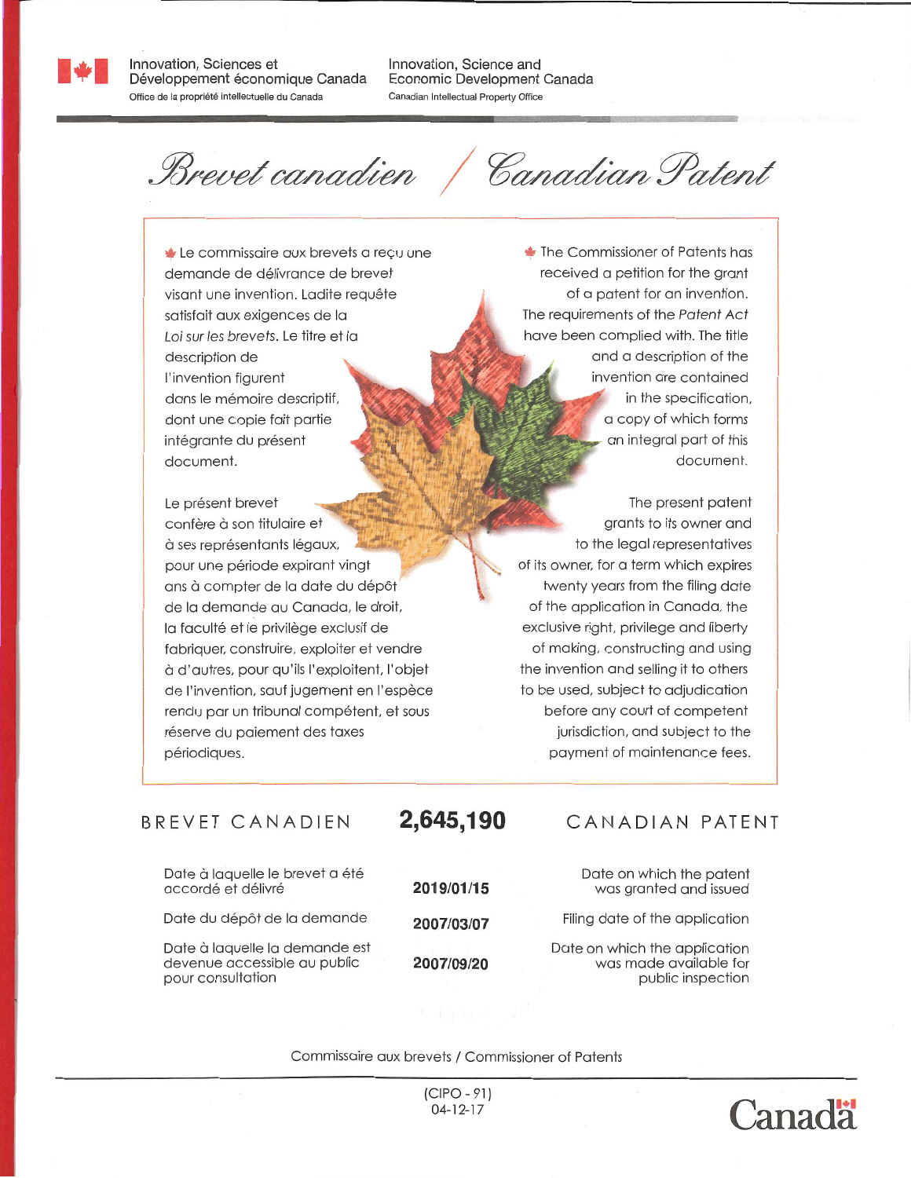Innovation, Sciences et Développement économique Canada
Office de la propriété intellectuelle du Canada

Innovation, Science and Economic Development Canada
Canadian Intellectual Property Office

# Brevet canadien / Canadian Patent

Le commissaire aux brevets a reçu une demande de délivrance de brevet visant une invention. Ladite requête satisfait aux exigences de la *Loi sur les brevets*. Le titre et la description de l'invention figurent dans le mémoire descriptif, dont une copie fait partie intégrante du présent document.

Le présent brevet confère à son titulaire et à ses représentants légaux, pour une période expirant vingt ans à compter de la date du dépôt de la demande au Canada, le droit, la faculté et le privilège exclusif de fabriquer, construire, exploiter et vendre à d'autres, pour qu'ils l'exploitent, l'objet de l'invention, sauf jugement en l'espèce rendu par un tribunal compétent, et sous réserve du paiement des taxes périodiques.

The Commissioner of Patents has received a petition for the grant of a patent for an invention. The requirements of the *Patent Act* have been complied with. The title and a description of the invention are contained in the specification, a copy of which forms an integral part of this document.

The present patent grants to its owner and to the legal representatives of its owner, for a term which expires twenty years from the filing date of the application in Canada, the exclusive right, privilege and liberty of making, constructing and using the invention and selling it to others to be used, subject to adjudication before any court of competent jurisdiction, and subject to the payment of maintenance fees.

## BREVET CANADIEN **2,645,190** CANADIAN PATENT

| | | |
|---|---|---|
| Date à laquelle le brevet a été accordé et délivré | **2019/01/15** | Date on which the patent was granted and issued |
| Date du dépôt de la demande | **2007/03/07** | Filing date of the application |
| Date à laquelle la demande est devenue accessible au public pour consultation | **2007/09/20** | Date on which the application was made available for public inspection |

Commissaire aux brevets / Commissioner of Patents

(CIPO - 91)
04-12-17

Canada